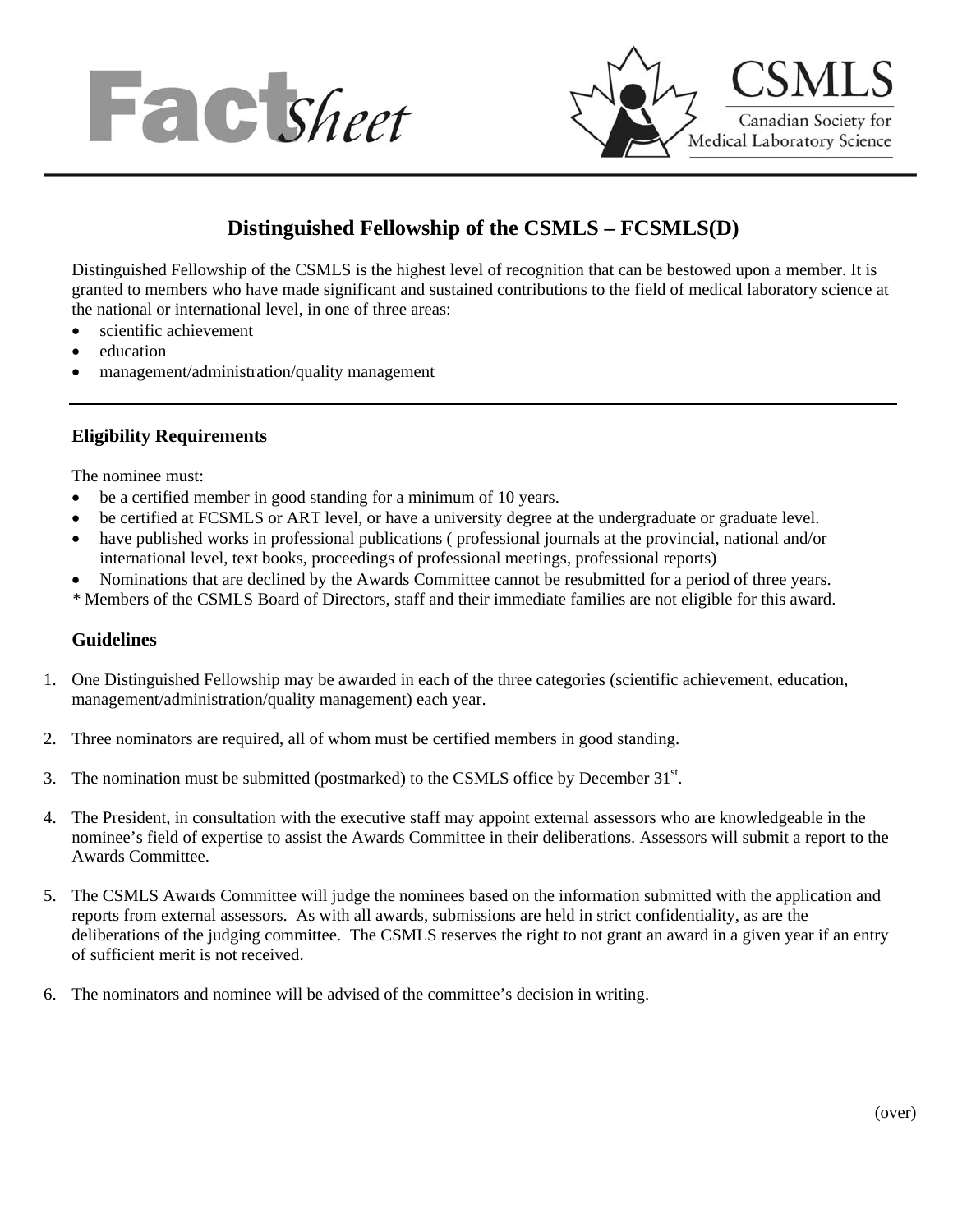# Fact Sheet

**CSMLS**
Canadian Society for Medical Laboratory Science

## Distinguished Fellowship of the CSMLS – FCSMLS(D)

Distinguished Fellowship of the CSMLS is the highest level of recognition that can be bestowed upon a member. It is granted to members who have made significant and sustained contributions to the field of medical laboratory science at the national or international level, in one of three areas:

- scientific achievement
- education
- management/administration/quality management

### Eligibility Requirements

The nominee must:

- be a certified member in good standing for a minimum of 10 years.
- be certified at FCSMLS or ART level, or have a university degree at the undergraduate or graduate level.
- have published works in professional publications ( professional journals at the provincial, national and/or international level, text books, proceedings of professional meetings, professional reports)
- Nominations that are declined by the Awards Committee cannot be resubmitted for a period of three years.

* Members of the CSMLS Board of Directors, staff and their immediate families are not eligible for this award.

### Guidelines

1. One Distinguished Fellowship may be awarded in each of the three categories (scientific achievement, education, management/administration/quality management) each year.
2. Three nominators are required, all of whom must be certified members in good standing.
3. The nomination must be submitted (postmarked) to the CSMLS office by December 31st.
4. The President, in consultation with the executive staff may appoint external assessors who are knowledgeable in the nominee's field of expertise to assist the Awards Committee in their deliberations. Assessors will submit a report to the Awards Committee.
5. The CSMLS Awards Committee will judge the nominees based on the information submitted with the application and reports from external assessors. As with all awards, submissions are held in strict confidentiality, as are the deliberations of the judging committee. The CSMLS reserves the right to not grant an award in a given year if an entry of sufficient merit is not received.
6. The nominators and nominee will be advised of the committee's decision in writing.

(over)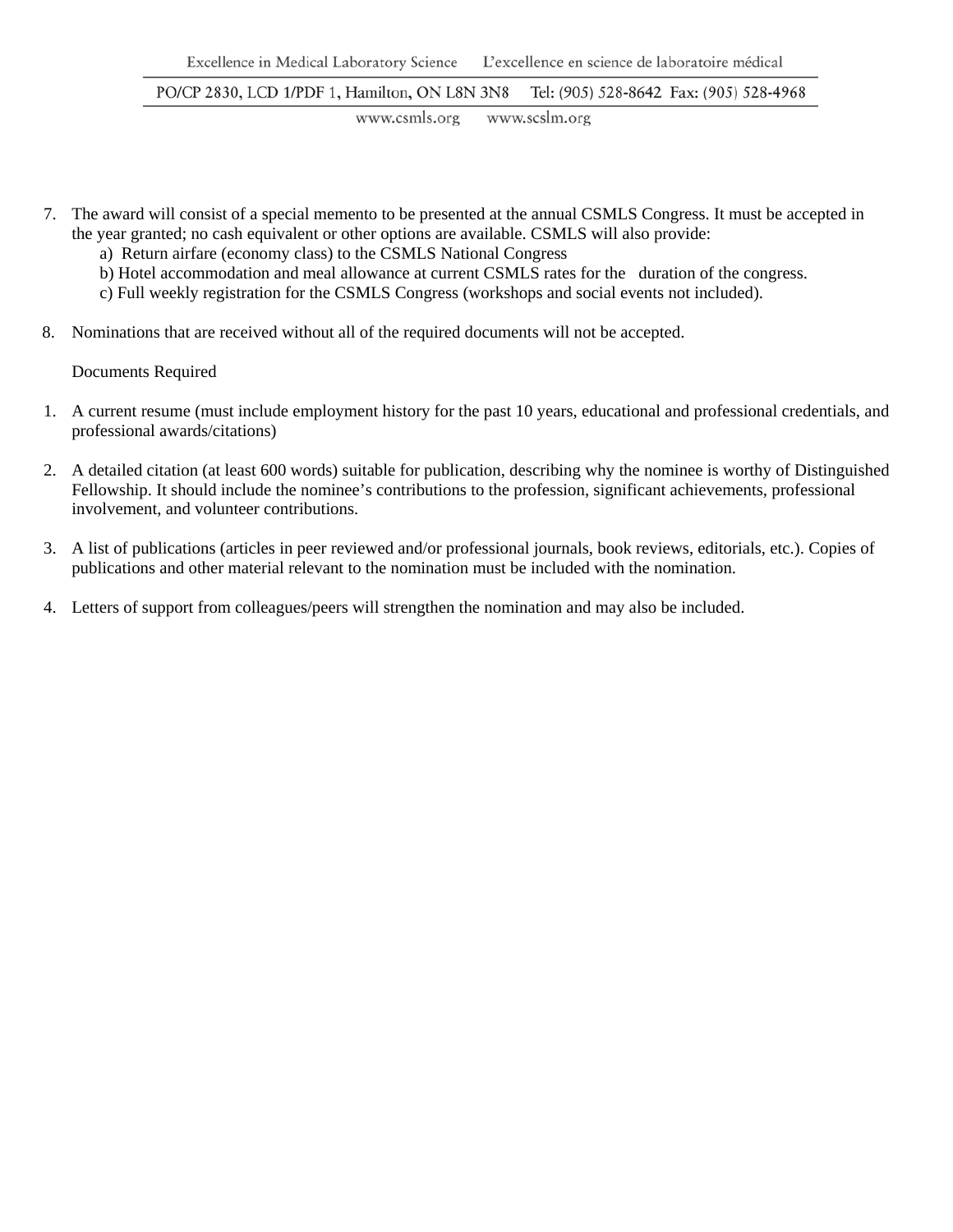7. The award will consist of a special memento to be presented at the annual CSMLS Congress. It must be accepted in the year granted; no cash equivalent or other options are available. CSMLS will also provide:
   a) Return airfare (economy class) to the CSMLS National Congress
   b) Hotel accommodation and meal allowance at current CSMLS rates for the duration of the congress.
   c) Full weekly registration for the CSMLS Congress (workshops and social events not included).

8. Nominations that are received without all of the required documents will not be accepted.

   Documents Required

1. A current resume (must include employment history for the past 10 years, educational and professional credentials, and professional awards/citations)

2. A detailed citation (at least 600 words) suitable for publication, describing why the nominee is worthy of Distinguished Fellowship. It should include the nominee's contributions to the profession, significant achievements, professional involvement, and volunteer contributions.

3. A list of publications (articles in peer reviewed and/or professional journals, book reviews, editorials, etc.). Copies of publications and other material relevant to the nomination must be included with the nomination.

4. Letters of support from colleagues/peers will strengthen the nomination and may also be included.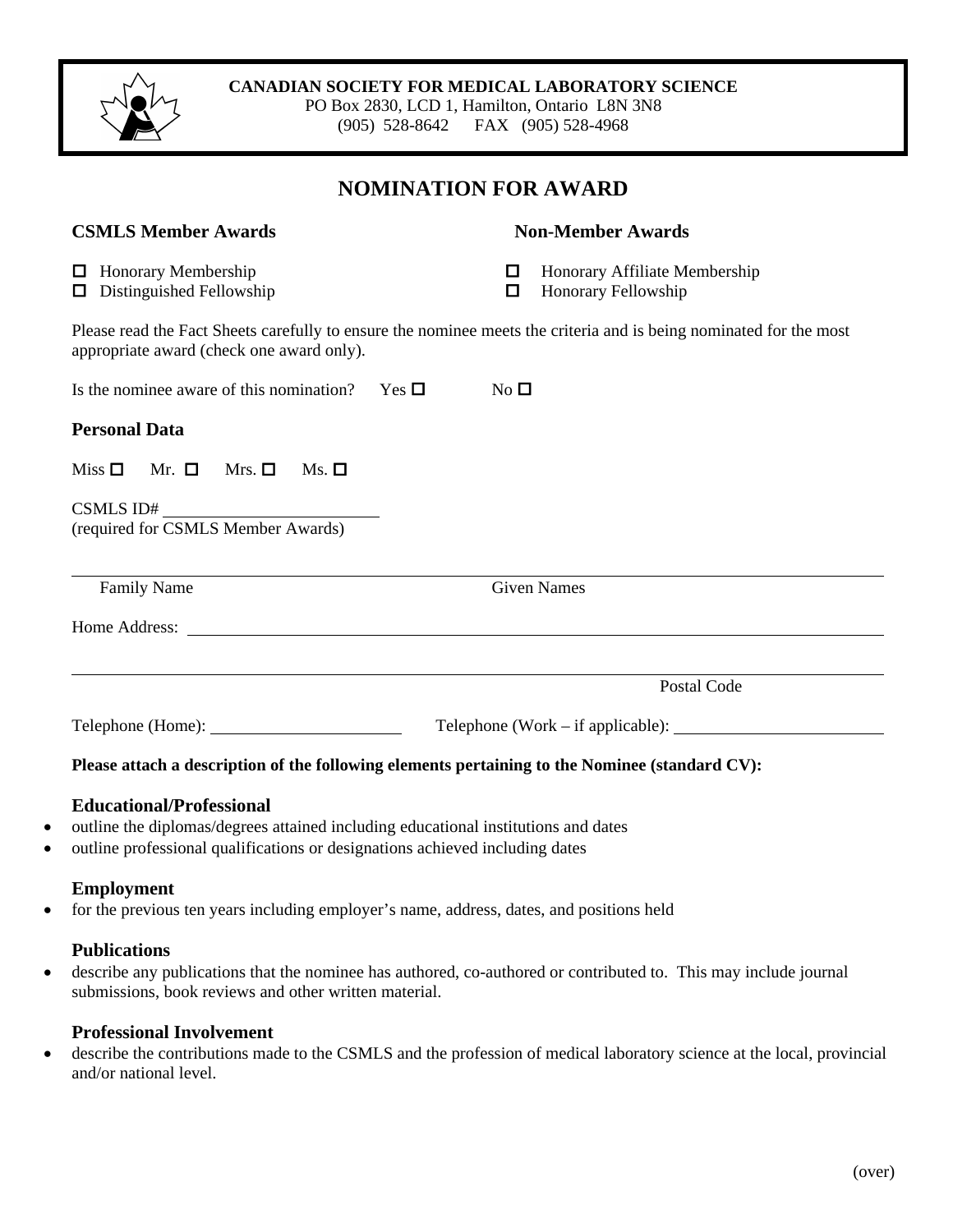**CANADIAN SOCIETY FOR MEDICAL LABORATORY SCIENCE**
PO Box 2830, LCD 1, Hamilton, Ontario L8N 3N8
(905) 528-8642 FAX (905) 528-4968

# NOMINATION FOR AWARD

| **CSMLS Member Awards** | **Non-Member Awards** |
|---|---|
| ☐ Honorary Membership | ☐ Honorary Affiliate Membership |
| ☐ Distinguished Fellowship | ☐ Honorary Fellowship |

Please read the Fact Sheets carefully to ensure the nominee meets the criteria and is being nominated for the most appropriate award (check one award only).

Is the nominee aware of this nomination? Yes ☐ No ☐

### Personal Data

Miss ☐ Mr. ☐ Mrs. ☐ Ms. ☐

CSMLS ID# ______________________
(required for CSMLS Member Awards)

______________________________________________________________________
Family Name Given Names

Home Address: ______________________________________________________________

______________________________________________________________________
Postal Code

Telephone (Home): ____________________ Telephone (Work – if applicable): ______________________

**Please attach a description of the following elements pertaining to the Nominee (standard CV):**

### Educational/Professional

- outline the diplomas/degrees attained including educational institutions and dates
- outline professional qualifications or designations achieved including dates

### Employment

- for the previous ten years including employer's name, address, dates, and positions held

### Publications

- describe any publications that the nominee has authored, co-authored or contributed to. This may include journal submissions, book reviews and other written material.

### Professional Involvement

- describe the contributions made to the CSMLS and the profession of medical laboratory science at the local, provincial and/or national level.

(over)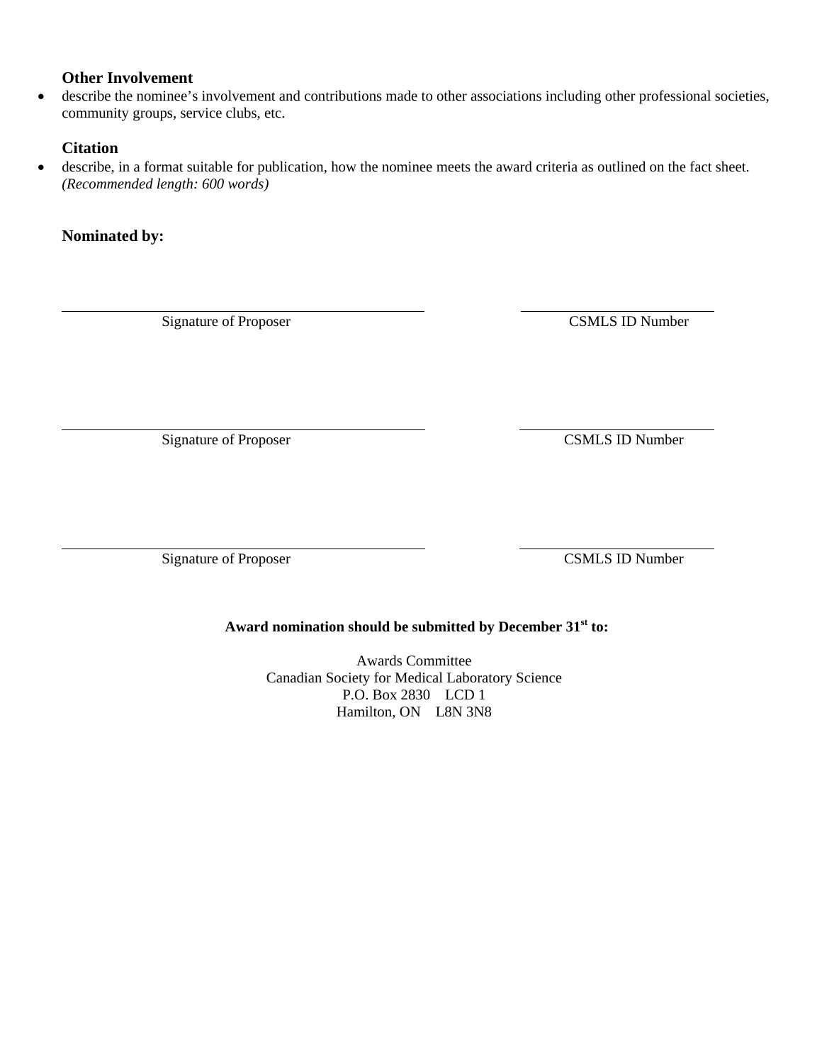### Other Involvement

- describe the nominee's involvement and contributions made to other associations including other professional societies, community groups, service clubs, etc.

### Citation

- describe, in a format suitable for publication, how the nominee meets the award criteria as outlined on the fact sheet. *(Recommended length: 600 words)*

**Nominated by:**

| Signature of Proposer | CSMLS ID Number |
|---|---|
| | |

| Signature of Proposer | CSMLS ID Number |
|---|---|
| | |

| Signature of Proposer | CSMLS ID Number |
|---|---|
| | |

**Award nomination should be submitted by December 31st to:**

Awards Committee
Canadian Society for Medical Laboratory Science
P.O. Box 2830 LCD 1
Hamilton, ON L8N 3N8